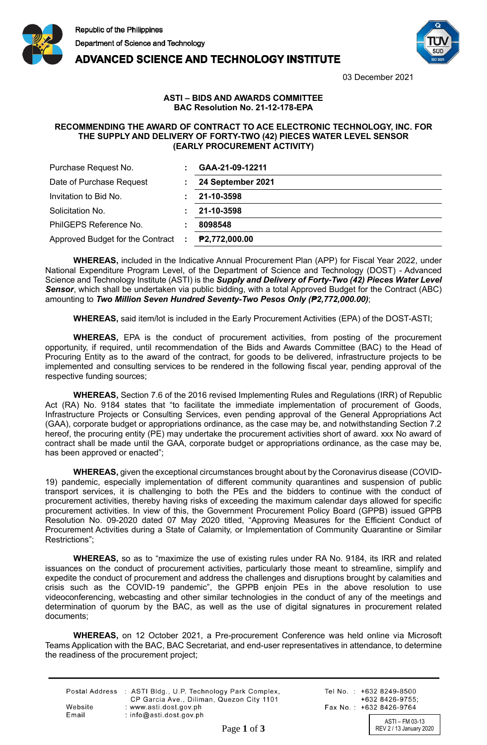Republic of the Philippines
Department of Science and Technology
**ADVANCED SCIENCE AND TECHNOLOGY INSTITUTE**

03 December 2021

**ASTI – BIDS AND AWARDS COMMITTEE**
**BAC Resolution No. 21-12-178-EPA**

**RECOMMENDING THE AWARD OF CONTRACT TO ACE ELECTRONIC TECHNOLOGY, INC. FOR THE SUPPLY AND DELIVERY OF FORTY-TWO (42) PIECES WATER LEVEL SENSOR (EARLY PROCUREMENT ACTIVITY)**

| | | |
|---|---|---|
| Purchase Request No. | : | **GAA-21-09-12211** |
| Date of Purchase Request | : | **24 September 2021** |
| Invitation to Bid No. | : | **21-10-3598** |
| Solicitation No. | : | **21-10-3598** |
| PhilGEPS Reference No. | : | **8098548** |
| Approved Budget for the Contract | : | **₱2,772,000.00** |

**WHEREAS,** included in the Indicative Annual Procurement Plan (APP) for Fiscal Year 2022, under National Expenditure Program Level, of the Department of Science and Technology (DOST) - Advanced Science and Technology Institute (ASTI) is the ***Supply and Delivery of Forty-Two (42) Pieces Water Level Sensor***, which shall be undertaken via public bidding, with a total Approved Budget for the Contract (ABC) amounting to ***Two Million Seven Hundred Seventy-Two Pesos Only (₱2,772,000.00)***;

**WHEREAS,** said item/lot is included in the Early Procurement Activities (EPA) of the DOST-ASTI;

**WHEREAS,** EPA is the conduct of procurement activities, from posting of the procurement opportunity, if required, until recommendation of the Bids and Awards Committee (BAC) to the Head of Procuring Entity as to the award of the contract, for goods to be delivered, infrastructure projects to be implemented and consulting services to be rendered in the following fiscal year, pending approval of the respective funding sources;

**WHEREAS,** Section 7.6 of the 2016 revised Implementing Rules and Regulations (IRR) of Republic Act (RA) No. 9184 states that "to facilitate the immediate implementation of procurement of Goods, Infrastructure Projects or Consulting Services, even pending approval of the General Appropriations Act (GAA), corporate budget or appropriations ordinance, as the case may be, and notwithstanding Section 7.2 hereof, the procuring entity (PE) may undertake the procurement activities short of award. xxx No award of contract shall be made until the GAA, corporate budget or appropriations ordinance, as the case may be, has been approved or enacted";

**WHEREAS,** given the exceptional circumstances brought about by the Coronavirus disease (COVID-19) pandemic, especially implementation of different community quarantines and suspension of public transport services, it is challenging to both the PEs and the bidders to continue with the conduct of procurement activities, thereby having risks of exceeding the maximum calendar days allowed for specific procurement activities. In view of this, the Government Procurement Policy Board (GPPB) issued GPPB Resolution No. 09-2020 dated 07 May 2020 titled, "Approving Measures for the Efficient Conduct of Procurement Activities during a State of Calamity, or Implementation of Community Quarantine or Similar Restrictions";

**WHEREAS,** so as to "maximize the use of existing rules under RA No. 9184, its IRR and related issuances on the conduct of procurement activities, particularly those meant to streamline, simplify and expedite the conduct of procurement and address the challenges and disruptions brought by calamities and crisis such as the COVID-19 pandemic", the GPPB enjoin PEs in the above resolution to use videoconferencing, webcasting and other similar technologies in the conduct of any of the meetings and determination of quorum by the BAC, as well as the use of digital signatures in procurement related documents;

**WHEREAS,** on 12 October 2021, a Pre-procurement Conference was held online via Microsoft Teams Application with the BAC, BAC Secretariat, and end-user representatives in attendance, to determine the readiness of the procurement project;

Postal Address : ASTI Bldg., U.P. Technology Park Complex, CP Garcia Ave., Diliman, Quezon City 1101
Website : www.asti.dost.gov.ph
Email : info@asti.dost.gov.ph
Tel No. : +632 8249-8500 +632 8426-9755;
Fax No. : +632 8426-9764

ASTI – FM 03-13
REV 2 / 13 January 2020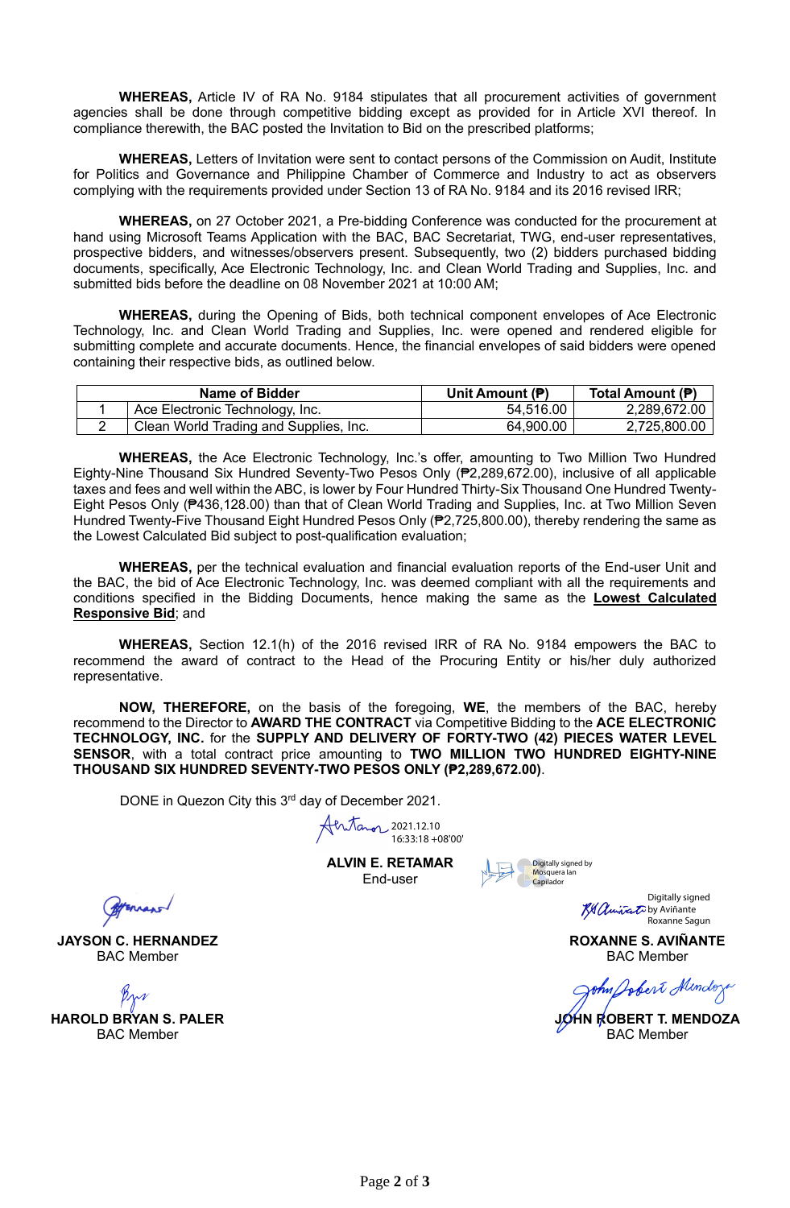**WHEREAS,** Article IV of RA No. 9184 stipulates that all procurement activities of government agencies shall be done through competitive bidding except as provided for in Article XVI thereof. In compliance therewith, the BAC posted the Invitation to Bid on the prescribed platforms;

**WHEREAS,** Letters of Invitation were sent to contact persons of the Commission on Audit, Institute for Politics and Governance and Philippine Chamber of Commerce and Industry to act as observers complying with the requirements provided under Section 13 of RA No. 9184 and its 2016 revised IRR;

**WHEREAS,** on 27 October 2021, a Pre-bidding Conference was conducted for the procurement at hand using Microsoft Teams Application with the BAC, BAC Secretariat, TWG, end-user representatives, prospective bidders, and witnesses/observers present. Subsequently, two (2) bidders purchased bidding documents, specifically, Ace Electronic Technology, Inc. and Clean World Trading and Supplies, Inc. and submitted bids before the deadline on 08 November 2021 at 10:00 AM;

**WHEREAS,** during the Opening of Bids, both technical component envelopes of Ace Electronic Technology, Inc. and Clean World Trading and Supplies, Inc. were opened and rendered eligible for submitting complete and accurate documents. Hence, the financial envelopes of said bidders were opened containing their respective bids, as outlined below.

| | Name of Bidder | Unit Amount (₱) | Total Amount (₱) |
|---|---|---|---|
| 1 | Ace Electronic Technology, Inc. | 54,516.00 | 2,289,672.00 |
| 2 | Clean World Trading and Supplies, Inc. | 64,900.00 | 2,725,800.00 |

**WHEREAS,** the Ace Electronic Technology, Inc.'s offer, amounting to Two Million Two Hundred Eighty-Nine Thousand Six Hundred Seventy-Two Pesos Only (₱2,289,672.00), inclusive of all applicable taxes and fees and well within the ABC, is lower by Four Hundred Thirty-Six Thousand One Hundred Twenty-Eight Pesos Only (₱436,128.00) than that of Clean World Trading and Supplies, Inc. at Two Million Seven Hundred Twenty-Five Thousand Eight Hundred Pesos Only (₱2,725,800.00), thereby rendering the same as the Lowest Calculated Bid subject to post-qualification evaluation;

**WHEREAS,** per the technical evaluation and financial evaluation reports of the End-user Unit and the BAC, the bid of Ace Electronic Technology, Inc. was deemed compliant with all the requirements and conditions specified in the Bidding Documents, hence making the same as the **Lowest Calculated Responsive Bid**; and

**WHEREAS,** Section 12.1(h) of the 2016 revised IRR of RA No. 9184 empowers the BAC to recommend the award of contract to the Head of the Procuring Entity or his/her duly authorized representative.

**NOW, THEREFORE,** on the basis of the foregoing, **WE**, the members of the BAC, hereby recommend to the Director to **AWARD THE CONTRACT** via Competitive Bidding to the **ACE ELECTRONIC TECHNOLOGY, INC.** for the **SUPPLY AND DELIVERY OF FORTY-TWO (42) PIECES WATER LEVEL SENSOR**, with a total contract price amounting to **TWO MILLION TWO HUNDRED EIGHTY-NINE THOUSAND SIX HUNDRED SEVENTY-TWO PESOS ONLY (₱2,289,672.00)**.

DONE in Quezon City this 3rd day of December 2021.

2021.12.10 16:33:18 +08'00'

**ALVIN E. RETAMAR**
End-user

Digitally signed by Mosquera Ian Capilador

**JAYSON C. HERNANDEZ**
BAC Member

Digitally signed by Aviñante Roxanne Sagun

**ROXANNE S. AVIÑANTE**
BAC Member

**HAROLD BRYAN S. PALER**
BAC Member

**JOHN ROBERT T. MENDOZA**
BAC Member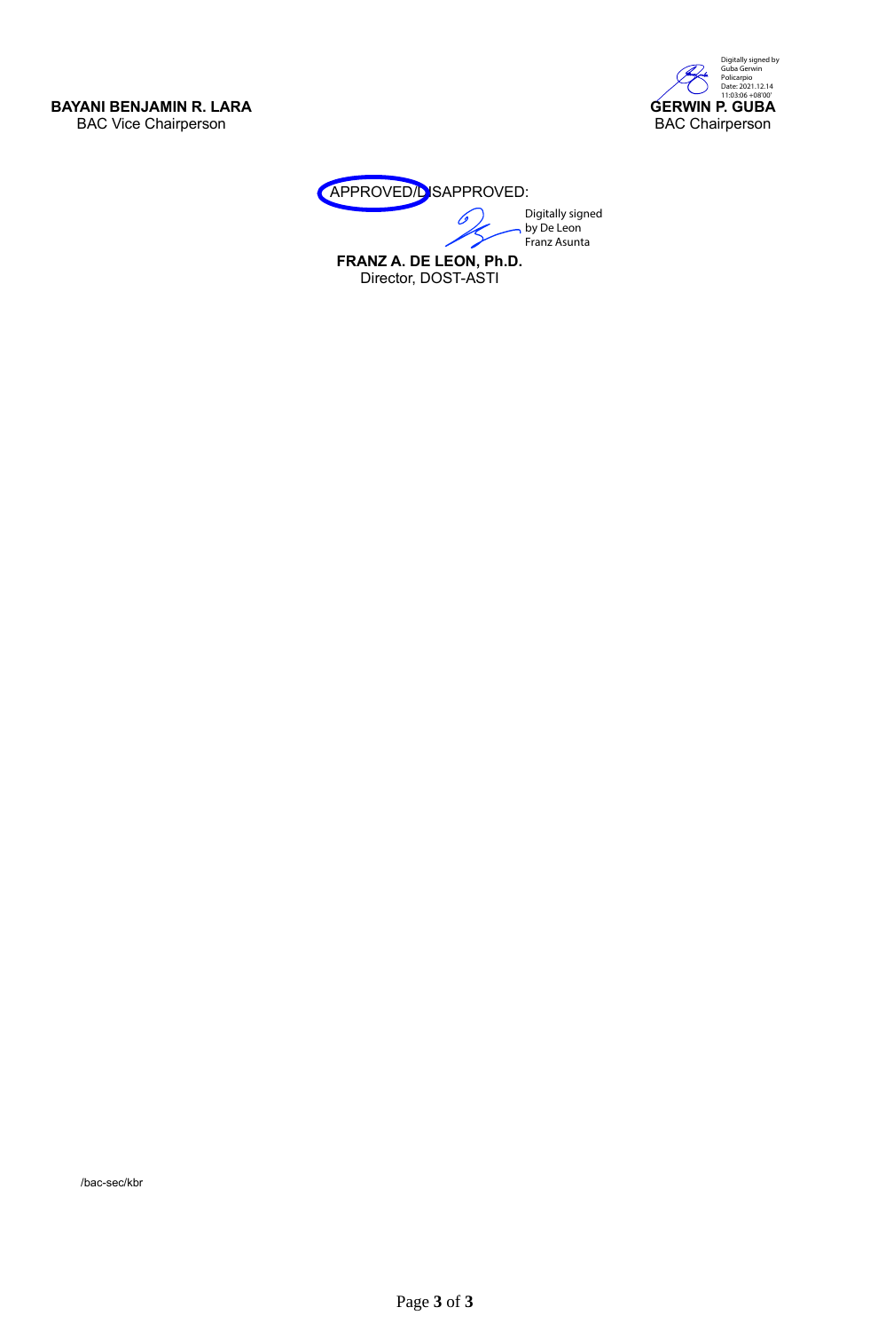Digitally signed by Guba Gerwin Policarpio
Date: 2021.12.14 11:03:06 +08'00'

**BAYANI BENJAMIN R. LARA**
BAC Vice Chairperson

**GERWIN P. GUBA**
BAC Chairperson

APPROVED/DISAPPROVED:

Digitally signed by De Leon Franz Asunta

**FRANZ A. DE LEON, Ph.D.**
Director, DOST-ASTI

/bac-sec/kbr